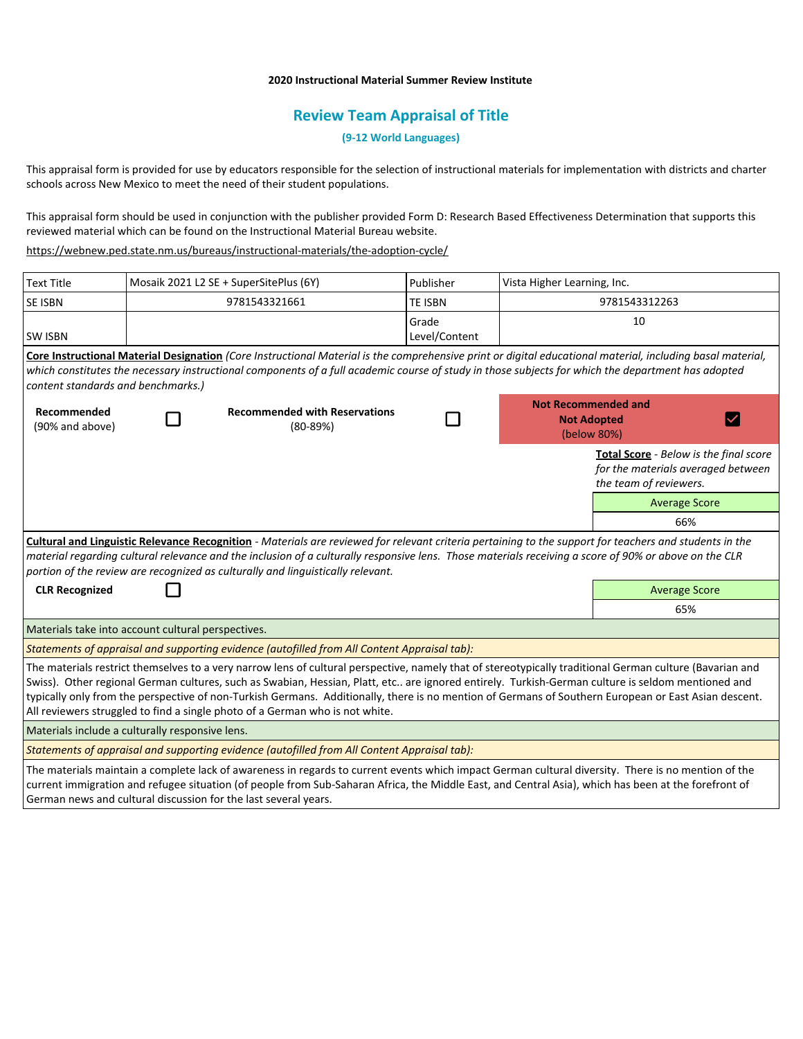**2020 Instructional Material Summer Review Institute**

## Review Team Appraisal of Title

**(9-12 World Languages)**

This appraisal form is provided for use by educators responsible for the selection of instructional materials for implementation with districts and charter schools across New Mexico to meet the need of their student populations.

This appraisal form should be used in conjunction with the publisher provided Form D: Research Based Effectiveness Determination that supports this reviewed material which can be found on the Instructional Material Bureau website.

https://webnew.ped.state.nm.us/bureaus/instructional-materials/the-adoption-cycle/

| Text Title | Mosaik 2021 L2 SE + SuperSitePlus (6Y) | Publisher | Vista Higher Learning, Inc. |
|---|---|---|---|
| SE ISBN | 9781543321661 | TE ISBN | 9781543312263 |
| SW ISBN | | Grade Level/Content | 10 |

**Core Instructional Material Designation** *(Core Instructional Material is the comprehensive print or digital educational material, including basal material, which constitutes the necessary instructional components of a full academic course of study in those subjects for which the department has adopted content standards and benchmarks.)*

| Recommended (90% and above) | ☐ | Recommended with Reservations (80-89%) | ☐ | Not Recommended and Not Adopted (below 80%) | ☑ |
|---|---|---|---|---|---|

**Total Score** - *Below is the final score for the materials averaged between the team of reviewers.*

| Average Score |
|---|
| 66% |

**Cultural and Linguistic Relevance Recognition** - *Materials are reviewed for relevant criteria pertaining to the support for teachers and students in the material regarding cultural relevance and the inclusion of a culturally responsive lens. Those materials receiving a score of 90% or above on the CLR portion of the review are recognized as culturally and linguistically relevant.*

**CLR Recognized** ☐

| Average Score |
|---|
| 65% |

Materials take into account cultural perspectives.

*Statements of appraisal and supporting evidence (autofilled from All Content Appraisal tab):*

The materials restrict themselves to a very narrow lens of cultural perspective, namely that of stereotypically traditional German culture (Bavarian and Swiss). Other regional German cultures, such as Swabian, Hessian, Platt, etc.. are ignored entirely. Turkish-German culture is seldom mentioned and typically only from the perspective of non-Turkish Germans. Additionally, there is no mention of Germans of Southern European or East Asian descent. All reviewers struggled to find a single photo of a German who is not white.

Materials include a culturally responsive lens.

*Statements of appraisal and supporting evidence (autofilled from All Content Appraisal tab):*

The materials maintain a complete lack of awareness in regards to current events which impact German cultural diversity. There is no mention of the current immigration and refugee situation (of people from Sub-Saharan Africa, the Middle East, and Central Asia), which has been at the forefront of German news and cultural discussion for the last several years.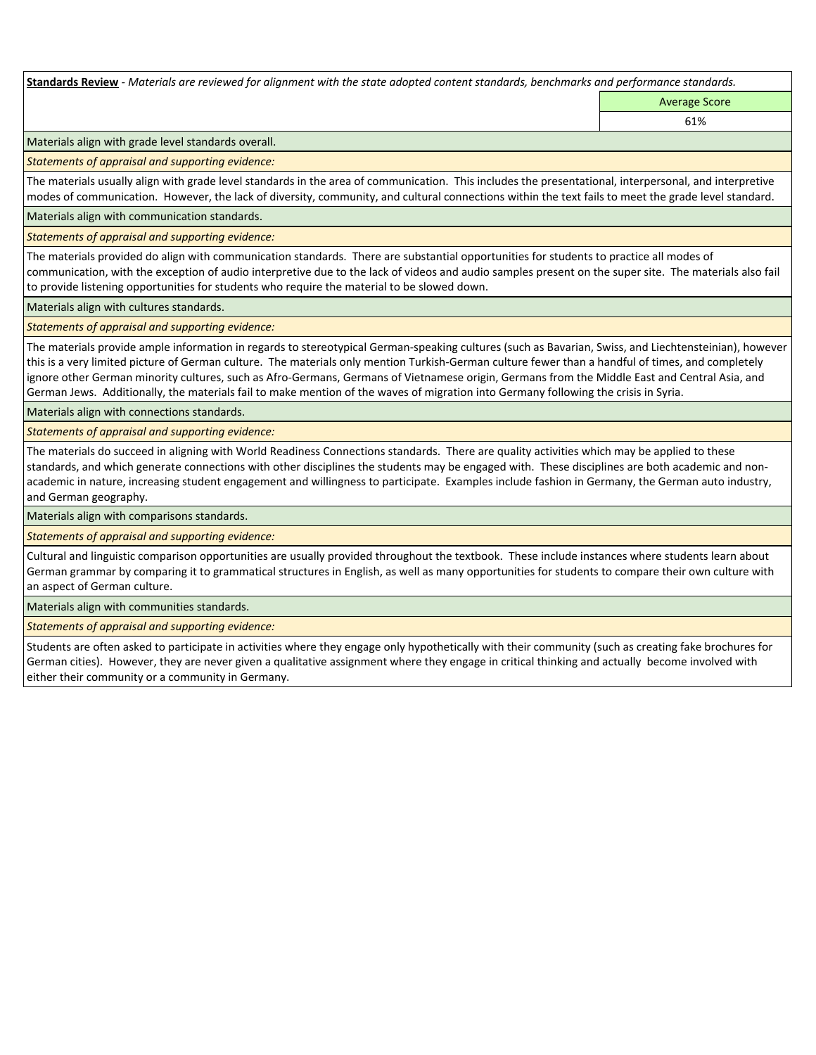**Standards Review** - *Materials are reviewed for alignment with the state adopted content standards, benchmarks and performance standards.*

| | Average Score |
|---|---|
| | 61% |

Materials align with grade level standards overall.

*Statements of appraisal and supporting evidence:*

The materials usually align with grade level standards in the area of communication. This includes the presentational, interpersonal, and interpretive modes of communication. However, the lack of diversity, community, and cultural connections within the text fails to meet the grade level standard.

Materials align with communication standards.

*Statements of appraisal and supporting evidence:*

The materials provided do align with communication standards. There are substantial opportunities for students to practice all modes of communication, with the exception of audio interpretive due to the lack of videos and audio samples present on the super site. The materials also fail to provide listening opportunities for students who require the material to be slowed down.

Materials align with cultures standards.

*Statements of appraisal and supporting evidence:*

The materials provide ample information in regards to stereotypical German-speaking cultures (such as Bavarian, Swiss, and Liechtensteinian), however this is a very limited picture of German culture. The materials only mention Turkish-German culture fewer than a handful of times, and completely ignore other German minority cultures, such as Afro-Germans, Germans of Vietnamese origin, Germans from the Middle East and Central Asia, and German Jews. Additionally, the materials fail to make mention of the waves of migration into Germany following the crisis in Syria.

Materials align with connections standards.

*Statements of appraisal and supporting evidence:*

The materials do succeed in aligning with World Readiness Connections standards. There are quality activities which may be applied to these standards, and which generate connections with other disciplines the students may be engaged with. These disciplines are both academic and non-academic in nature, increasing student engagement and willingness to participate. Examples include fashion in Germany, the German auto industry, and German geography.

Materials align with comparisons standards.

*Statements of appraisal and supporting evidence:*

Cultural and linguistic comparison opportunities are usually provided throughout the textbook. These include instances where students learn about German grammar by comparing it to grammatical structures in English, as well as many opportunities for students to compare their own culture with an aspect of German culture.

Materials align with communities standards.

*Statements of appraisal and supporting evidence:*

Students are often asked to participate in activities where they engage only hypothetically with their community (such as creating fake brochures for German cities). However, they are never given a qualitative assignment where they engage in critical thinking and actually become involved with either their community or a community in Germany.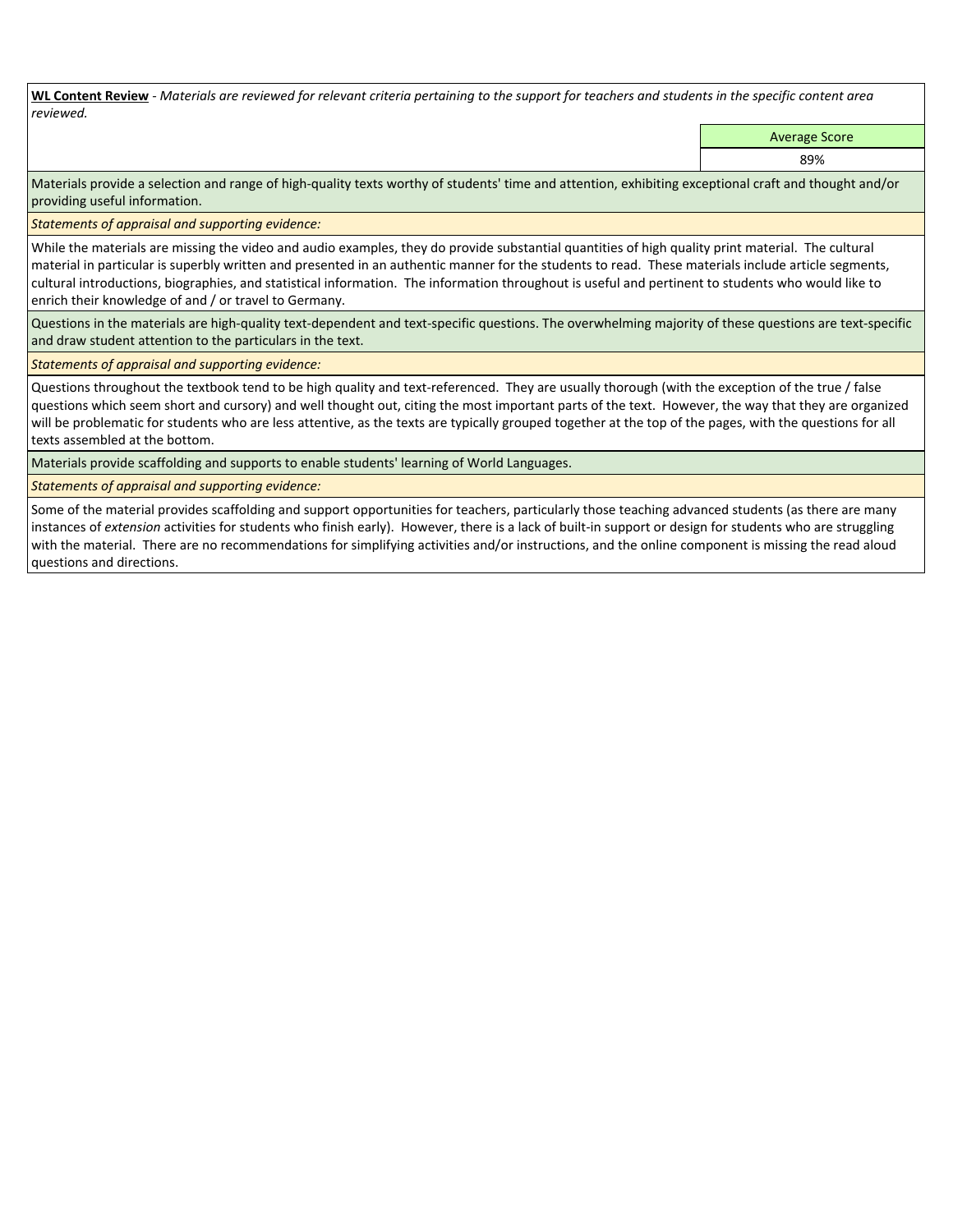**WL Content Review** - *Materials are reviewed for relevant criteria pertaining to the support for teachers and students in the specific content area reviewed.*

| Average Score |
|---|
| 89% |

Materials provide a selection and range of high-quality texts worthy of students' time and attention, exhibiting exceptional craft and thought and/or providing useful information.

*Statements of appraisal and supporting evidence:*

While the materials are missing the video and audio examples, they do provide substantial quantities of high quality print material. The cultural material in particular is superbly written and presented in an authentic manner for the students to read. These materials include article segments, cultural introductions, biographies, and statistical information. The information throughout is useful and pertinent to students who would like to enrich their knowledge of and / or travel to Germany.

Questions in the materials are high-quality text-dependent and text-specific questions. The overwhelming majority of these questions are text-specific and draw student attention to the particulars in the text.

*Statements of appraisal and supporting evidence:*

Questions throughout the textbook tend to be high quality and text-referenced. They are usually thorough (with the exception of the true / false questions which seem short and cursory) and well thought out, citing the most important parts of the text. However, the way that they are organized will be problematic for students who are less attentive, as the texts are typically grouped together at the top of the pages, with the questions for all texts assembled at the bottom.

Materials provide scaffolding and supports to enable students' learning of World Languages.

*Statements of appraisal and supporting evidence:*

Some of the material provides scaffolding and support opportunities for teachers, particularly those teaching advanced students (as there are many instances of *extension* activities for students who finish early). However, there is a lack of built-in support or design for students who are struggling with the material. There are no recommendations for simplifying activities and/or instructions, and the online component is missing the read aloud questions and directions.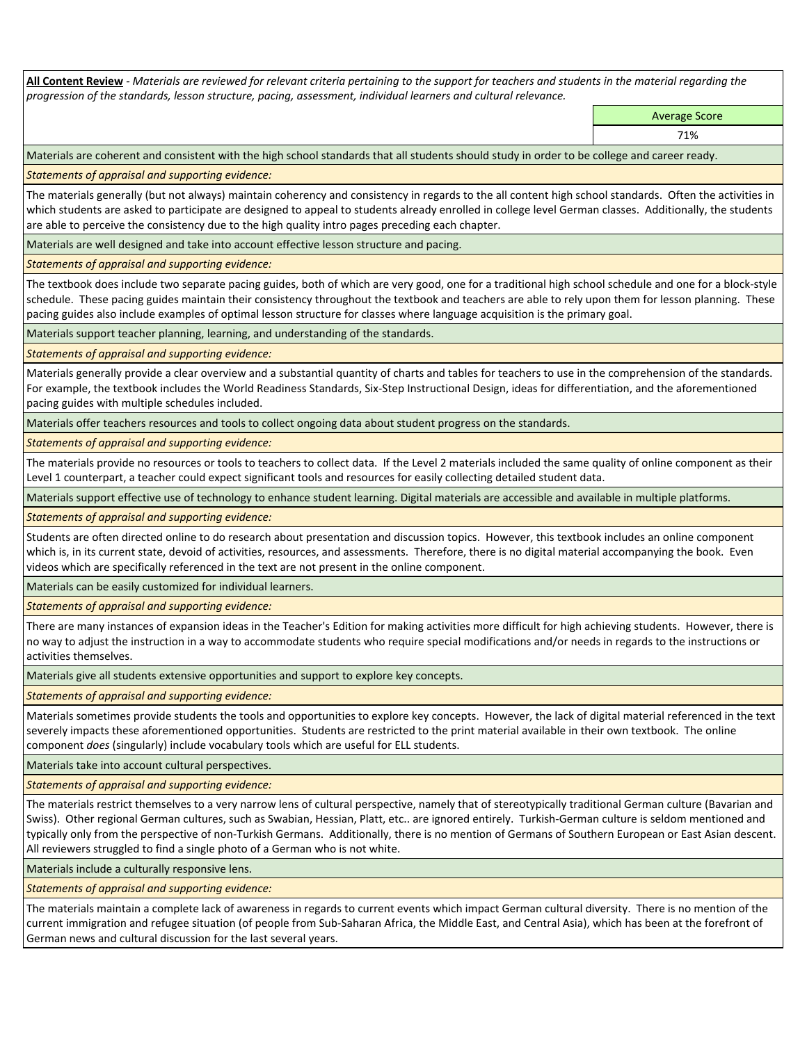**All Content Review** - *Materials are reviewed for relevant criteria pertaining to the support for teachers and students in the material regarding the progression of the standards, lesson structure, pacing, assessment, individual learners and cultural relevance.*

| | Average Score |
|---|---|
| | 71% |

Materials are coherent and consistent with the high school standards that all students should study in order to be college and career ready.

*Statements of appraisal and supporting evidence:*

The materials generally (but not always) maintain coherency and consistency in regards to the all content high school standards. Often the activities in which students are asked to participate are designed to appeal to students already enrolled in college level German classes. Additionally, the students are able to perceive the consistency due to the high quality intro pages preceding each chapter.

Materials are well designed and take into account effective lesson structure and pacing.

*Statements of appraisal and supporting evidence:*

The textbook does include two separate pacing guides, both of which are very good, one for a traditional high school schedule and one for a block-style schedule. These pacing guides maintain their consistency throughout the textbook and teachers are able to rely upon them for lesson planning. These pacing guides also include examples of optimal lesson structure for classes where language acquisition is the primary goal.

Materials support teacher planning, learning, and understanding of the standards.

*Statements of appraisal and supporting evidence:*

Materials generally provide a clear overview and a substantial quantity of charts and tables for teachers to use in the comprehension of the standards. For example, the textbook includes the World Readiness Standards, Six-Step Instructional Design, ideas for differentiation, and the aforementioned pacing guides with multiple schedules included.

Materials offer teachers resources and tools to collect ongoing data about student progress on the standards.

*Statements of appraisal and supporting evidence:*

The materials provide no resources or tools to teachers to collect data. If the Level 2 materials included the same quality of online component as their Level 1 counterpart, a teacher could expect significant tools and resources for easily collecting detailed student data.

Materials support effective use of technology to enhance student learning. Digital materials are accessible and available in multiple platforms.

*Statements of appraisal and supporting evidence:*

Students are often directed online to do research about presentation and discussion topics. However, this textbook includes an online component which is, in its current state, devoid of activities, resources, and assessments. Therefore, there is no digital material accompanying the book. Even videos which are specifically referenced in the text are not present in the online component.

Materials can be easily customized for individual learners.

*Statements of appraisal and supporting evidence:*

There are many instances of expansion ideas in the Teacher's Edition for making activities more difficult for high achieving students. However, there is no way to adjust the instruction in a way to accommodate students who require special modifications and/or needs in regards to the instructions or activities themselves.

Materials give all students extensive opportunities and support to explore key concepts.

*Statements of appraisal and supporting evidence:*

Materials sometimes provide students the tools and opportunities to explore key concepts. However, the lack of digital material referenced in the text severely impacts these aforementioned opportunities. Students are restricted to the print material available in their own textbook. The online component *does* (singularly) include vocabulary tools which are useful for ELL students.

Materials take into account cultural perspectives.

*Statements of appraisal and supporting evidence:*

The materials restrict themselves to a very narrow lens of cultural perspective, namely that of stereotypically traditional German culture (Bavarian and Swiss). Other regional German cultures, such as Swabian, Hessian, Platt, etc.. are ignored entirely. Turkish-German culture is seldom mentioned and typically only from the perspective of non-Turkish Germans. Additionally, there is no mention of Germans of Southern European or East Asian descent. All reviewers struggled to find a single photo of a German who is not white.

Materials include a culturally responsive lens.

*Statements of appraisal and supporting evidence:*

The materials maintain a complete lack of awareness in regards to current events which impact German cultural diversity. There is no mention of the current immigration and refugee situation (of people from Sub-Saharan Africa, the Middle East, and Central Asia), which has been at the forefront of German news and cultural discussion for the last several years.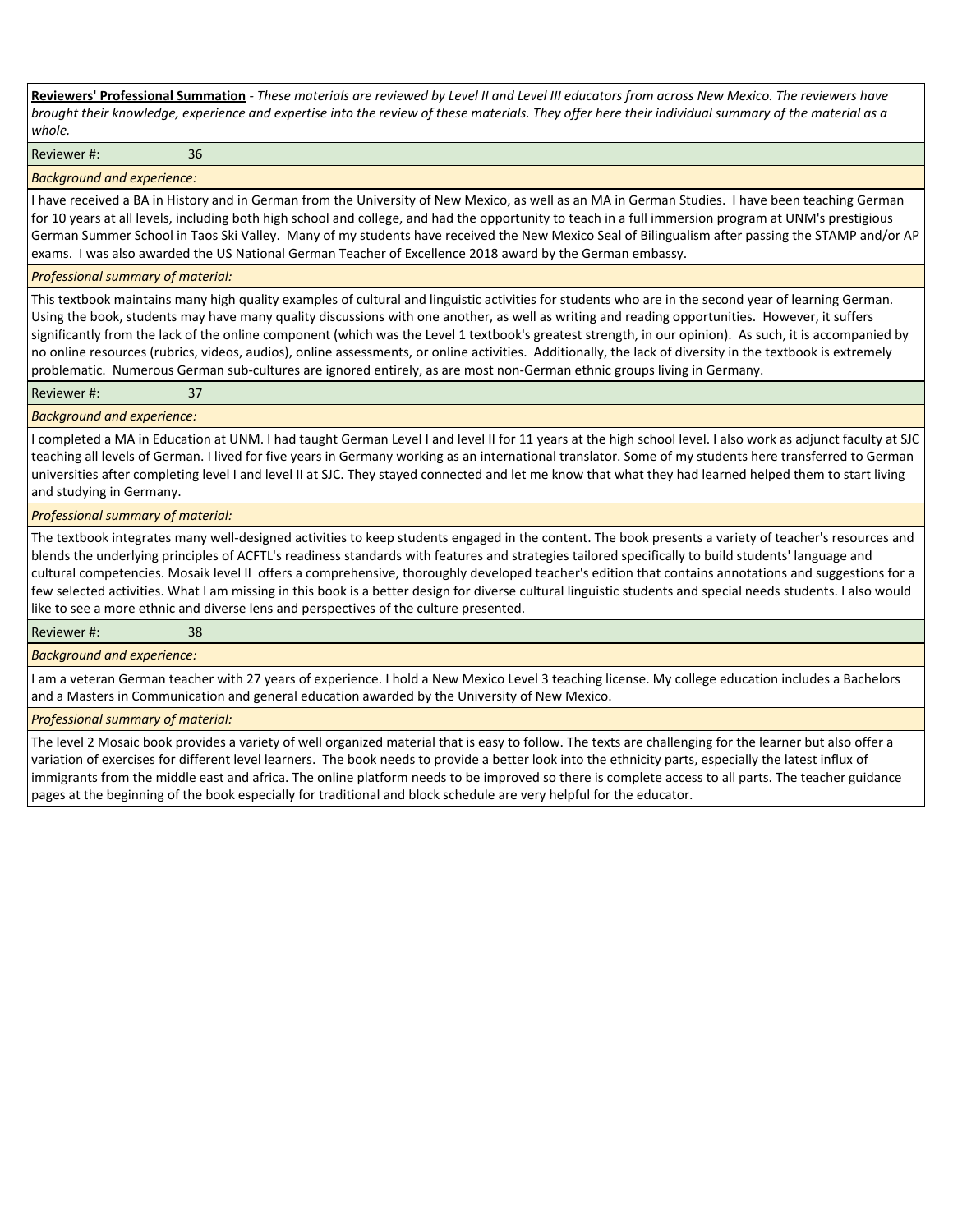**<u>Reviewers' Professional Summation</u>** - *These materials are reviewed by Level II and Level III educators from across New Mexico. The reviewers have brought their knowledge, experience and expertise into the review of these materials. They offer here their individual summary of the material as a whole.*

Reviewer #: 36

*Background and experience:*

I have received a BA in History and in German from the University of New Mexico, as well as an MA in German Studies. I have been teaching German for 10 years at all levels, including both high school and college, and had the opportunity to teach in a full immersion program at UNM's prestigious German Summer School in Taos Ski Valley. Many of my students have received the New Mexico Seal of Bilingualism after passing the STAMP and/or AP exams. I was also awarded the US National German Teacher of Excellence 2018 award by the German embassy.

*Professional summary of material:*

This textbook maintains many high quality examples of cultural and linguistic activities for students who are in the second year of learning German. Using the book, students may have many quality discussions with one another, as well as writing and reading opportunities. However, it suffers significantly from the lack of the online component (which was the Level 1 textbook's greatest strength, in our opinion). As such, it is accompanied by no online resources (rubrics, videos, audios), online assessments, or online activities. Additionally, the lack of diversity in the textbook is extremely problematic. Numerous German sub-cultures are ignored entirely, as are most non-German ethnic groups living in Germany.

Reviewer #: 37

*Background and experience:*

I completed a MA in Education at UNM. I had taught German Level I and level II for 11 years at the high school level. I also work as adjunct faculty at SJC teaching all levels of German. I lived for five years in Germany working as an international translator. Some of my students here transferred to German universities after completing level I and level II at SJC. They stayed connected and let me know that what they had learned helped them to start living and studying in Germany.

*Professional summary of material:*

The textbook integrates many well-designed activities to keep students engaged in the content. The book presents a variety of teacher's resources and blends the underlying principles of ACFTL's readiness standards with features and strategies tailored specifically to build students' language and cultural competencies. Mosaik level II offers a comprehensive, thoroughly developed teacher's edition that contains annotations and suggestions for a few selected activities. What I am missing in this book is a better design for diverse cultural linguistic students and special needs students. I also would like to see a more ethnic and diverse lens and perspectives of the culture presented.

Reviewer #: 38

*Background and experience:*

I am a veteran German teacher with 27 years of experience. I hold a New Mexico Level 3 teaching license. My college education includes a Bachelors and a Masters in Communication and general education awarded by the University of New Mexico.

*Professional summary of material:*

The level 2 Mosaic book provides a variety of well organized material that is easy to follow. The texts are challenging for the learner but also offer a variation of exercises for different level learners. The book needs to provide a better look into the ethnicity parts, especially the latest influx of immigrants from the middle east and africa. The online platform needs to be improved so there is complete access to all parts. The teacher guidance pages at the beginning of the book especially for traditional and block schedule are very helpful for the educator.